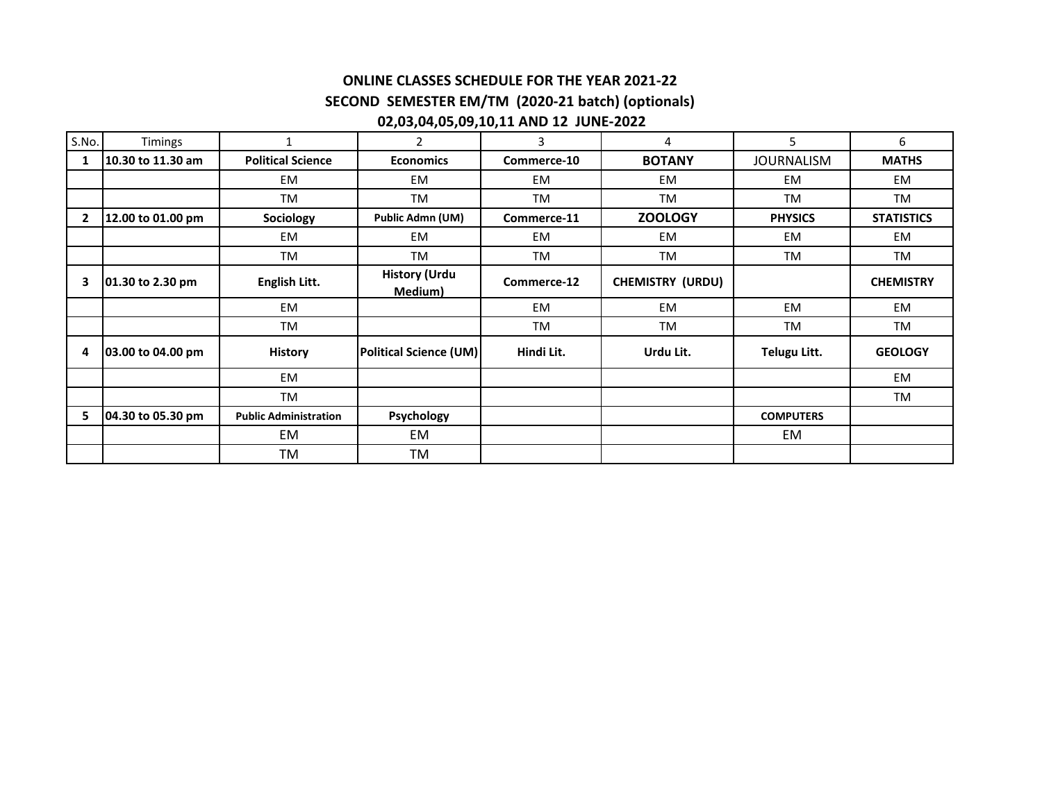**ONLINE CLASSES SCHEDULE FOR THE YEAR 2021-22**
**SECOND SEMESTER EM/TM (2020-21 batch) (optionals)**
**02,03,04,05,09,10,11 AND 12 JUNE-2022**

| S.No. | Timings | 1 | 2 | 3 | 4 | 5 | 6 |
|---|---|---|---|---|---|---|---|
| **1** | **10.30 to 11.30 am** | **Political Science** | **Economics** | **Commerce-10** | **BOTANY** | JOURNALISM | **MATHS** |
| | | EM | EM | EM | EM | EM | EM |
| | | TM | TM | TM | TM | TM | TM |
| **2** | **12.00 to 01.00 pm** | **Sociology** | **Public Admn (UM)** | **Commerce-11** | **ZOOLOGY** | **PHYSICS** | **STATISTICS** |
| | | EM | EM | EM | EM | EM | EM |
| | | TM | TM | TM | TM | TM | TM |
| **3** | **01.30 to 2.30 pm** | **English Litt.** | **History (Urdu Medium)** | **Commerce-12** | **CHEMISTRY (URDU)** | | **CHEMISTRY** |
| | | EM | | EM | EM | EM | EM |
| | | TM | | TM | TM | TM | TM |
| **4** | **03.00 to 04.00 pm** | **History** | **Political Science (UM)** | **Hindi Lit.** | **Urdu Lit.** | **Telugu Litt.** | **GEOLOGY** |
| | | EM | | | | | EM |
| | | TM | | | | | TM |
| **5** | **04.30 to 05.30 pm** | **Public Administration** | **Psychology** | | | **COMPUTERS** | |
| | | EM | EM | | | EM | |
| | | TM | TM | | | | |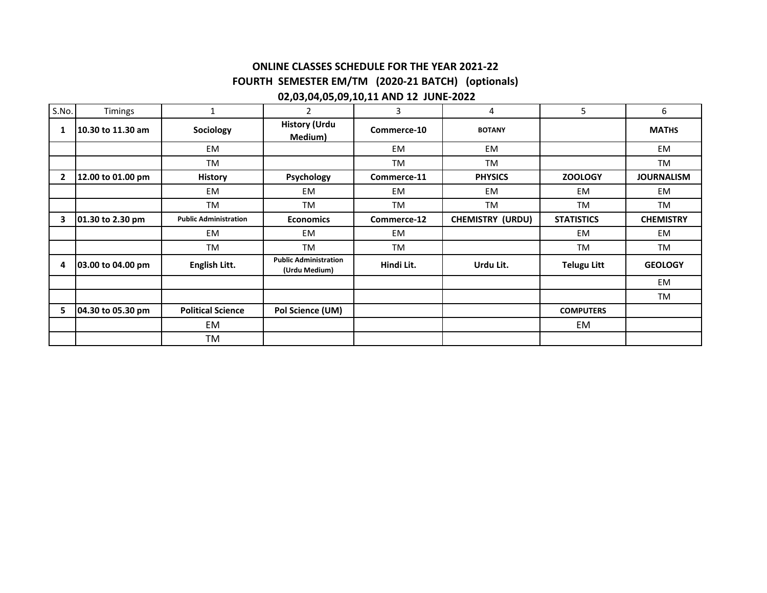**ONLINE CLASSES SCHEDULE FOR THE YEAR 2021-22**

**FOURTH SEMESTER EM/TM (2020-21 BATCH) (optionals)**

**02,03,04,05,09,10,11 AND 12 JUNE-2022**

| S.No. | Timings | 1 | 2 | 3 | 4 | 5 | 6 |
|---|---|---|---|---|---|---|---|
| **1** | **10.30 to 11.30 am** | **Sociology** | **History (Urdu Medium)** | **Commerce-10** | **BOTANY** | | **MATHS** |
| | | EM | | EM | EM | | EM |
| | | TM | | TM | TM | | TM |
| **2** | **12.00 to 01.00 pm** | **History** | **Psychology** | **Commerce-11** | **PHYSICS** | **ZOOLOGY** | **JOURNALISM** |
| | | EM | EM | EM | EM | EM | EM |
| | | TM | TM | TM | TM | TM | TM |
| **3** | **01.30 to 2.30 pm** | **Public Administration** | **Economics** | **Commerce-12** | **CHEMISTRY (URDU)** | **STATISTICS** | **CHEMISTRY** |
| | | EM | EM | EM | | EM | EM |
| | | TM | TM | TM | | TM | TM |
| **4** | **03.00 to 04.00 pm** | **English Litt.** | **Public Administration (Urdu Medium)** | **Hindi Lit.** | **Urdu Lit.** | **Telugu Litt** | **GEOLOGY** |
| | | | | | | | EM |
| | | | | | | | TM |
| **5** | **04.30 to 05.30 pm** | **Political Science** | **Pol Science (UM)** | | | **COMPUTERS** | |
| | | EM | | | | EM | |
| | | TM | | | | | |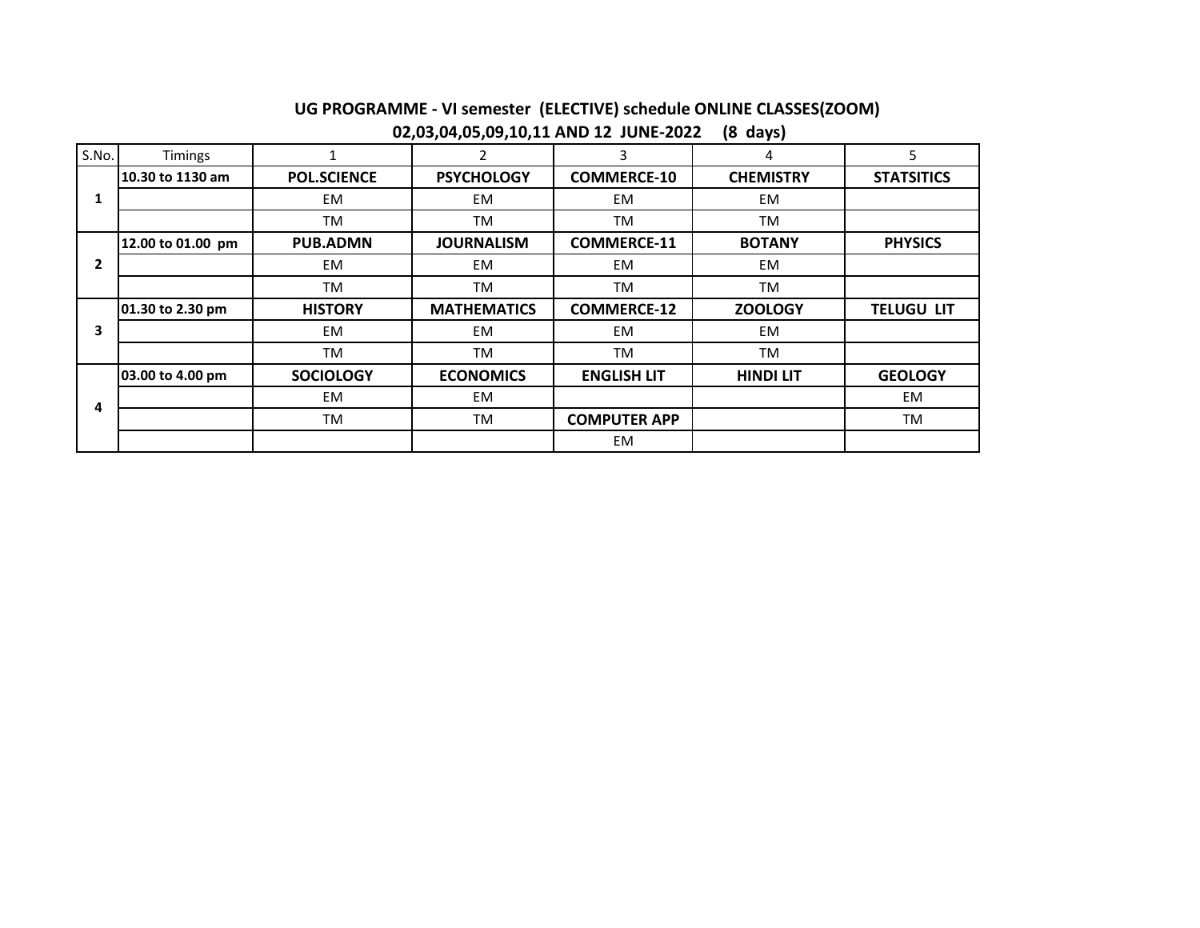## UG PROGRAMME - VI semester (ELECTIVE) schedule ONLINE CLASSES(ZOOM)

## 02,03,04,05,09,10,11 AND 12 JUNE-2022 (8 days)

| S.No. | Timings | 1 | 2 | 3 | 4 | 5 |
|---|---|---|---|---|---|---|
| 1 | **10.30 to 1130 am** | **POL.SCIENCE** | **PSYCHOLOGY** | **COMMERCE-10** | **CHEMISTRY** | **STATSITICS** |
| | | EM | EM | EM | EM | |
| | | TM | TM | TM | TM | |
| 2 | **12.00 to 01.00 pm** | **PUB.ADMN** | **JOURNALISM** | **COMMERCE-11** | **BOTANY** | **PHYSICS** |
| | | EM | EM | EM | EM | |
| | | TM | TM | TM | TM | |
| 3 | **01.30 to 2.30 pm** | **HISTORY** | **MATHEMATICS** | **COMMERCE-12** | **ZOOLOGY** | **TELUGU LIT** |
| | | EM | EM | EM | EM | |
| | | TM | TM | TM | TM | |
| 4 | **03.00 to 4.00 pm** | **SOCIOLOGY** | **ECONOMICS** | **ENGLISH LIT** | **HINDI LIT** | **GEOLOGY** |
| | | EM | EM | | | EM |
| | | TM | TM | **COMPUTER APP** | | TM |
| | | | | EM | | |